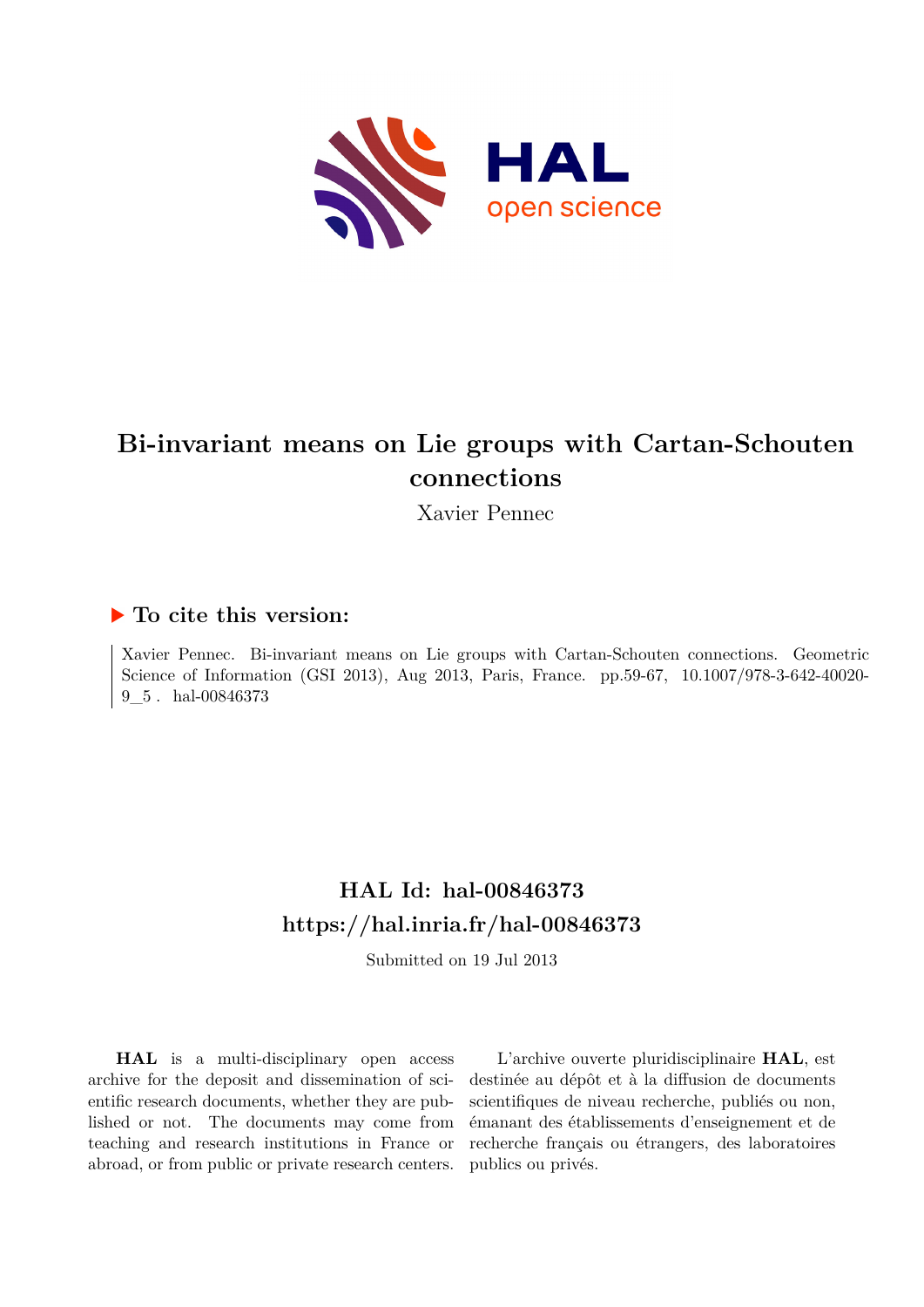# Bi-invariant means on Lie groups with Cartan-Schouten connections

Xavier Pennec

## ▶ To cite this version:

Xavier Pennec. Bi-invariant means on Lie groups with Cartan-Schouten connections. Geometric Science of Information (GSI 2013), Aug 2013, Paris, France. pp.59-67, 10.1007/978-3-642-40020-9_5 . hal-00846373

## HAL Id: hal-00846373
## https://hal.inria.fr/hal-00846373

Submitted on 19 Jul 2013

**HAL** is a multi-disciplinary open access archive for the deposit and dissemination of scientific research documents, whether they are published or not. The documents may come from teaching and research institutions in France or abroad, or from public or private research centers.

L'archive ouverte pluridisciplinaire **HAL**, est destinée au dépôt et à la diffusion de documents scientifiques de niveau recherche, publiés ou non, émanant des établissements d'enseignement et de recherche français ou étrangers, des laboratoires publics ou privés.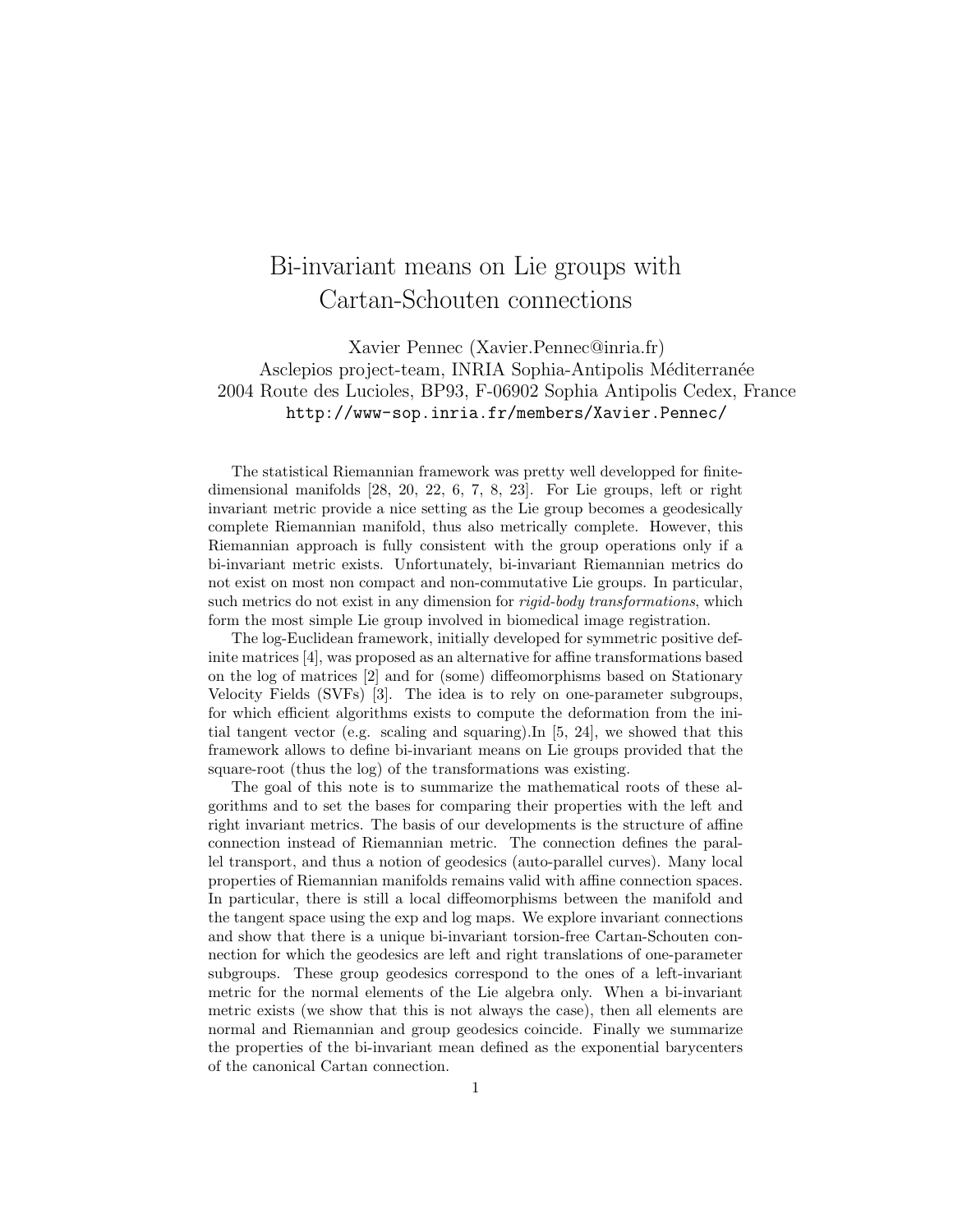# Bi-invariant means on Lie groups with Cartan-Schouten connections

Xavier Pennec (Xavier.Pennec@inria.fr)
Asclepios project-team, INRIA Sophia-Antipolis Méditerranée
2004 Route des Lucioles, BP93, F-06902 Sophia Antipolis Cedex, France
http://www-sop.inria.fr/members/Xavier.Pennec/

The statistical Riemannian framework was pretty well developped for finite-dimensional manifolds [28, 20, 22, 6, 7, 8, 23]. For Lie groups, left or right invariant metric provide a nice setting as the Lie group becomes a geodesically complete Riemannian manifold, thus also metrically complete. However, this Riemannian approach is fully consistent with the group operations only if a bi-invariant metric exists. Unfortunately, bi-invariant Riemannian metrics do not exist on most non compact and non-commutative Lie groups. In particular, such metrics do not exist in any dimension for *rigid-body transformations*, which form the most simple Lie group involved in biomedical image registration.

The log-Euclidean framework, initially developed for symmetric positive definite matrices [4], was proposed as an alternative for affine transformations based on the log of matrices [2] and for (some) diffeomorphisms based on Stationary Velocity Fields (SVFs) [3]. The idea is to rely on one-parameter subgroups, for which efficient algorithms exists to compute the deformation from the initial tangent vector (e.g. scaling and squaring).In [5, 24], we showed that this framework allows to define bi-invariant means on Lie groups provided that the square-root (thus the log) of the transformations was existing.

The goal of this note is to summarize the mathematical roots of these algorithms and to set the bases for comparing their properties with the left and right invariant metrics. The basis of our developments is the structure of affine connection instead of Riemannian metric. The connection defines the parallel transport, and thus a notion of geodesics (auto-parallel curves). Many local properties of Riemannian manifolds remains valid with affine connection spaces. In particular, there is still a local diffeomorphisms between the manifold and the tangent space using the exp and log maps. We explore invariant connections and show that there is a unique bi-invariant torsion-free Cartan-Schouten connection for which the geodesics are left and right translations of one-parameter subgroups. These group geodesics correspond to the ones of a left-invariant metric for the normal elements of the Lie algebra only. When a bi-invariant metric exists (we show that this is not always the case), then all elements are normal and Riemannian and group geodesics coincide. Finally we summarize the properties of the bi-invariant mean defined as the exponential barycenters of the canonical Cartan connection.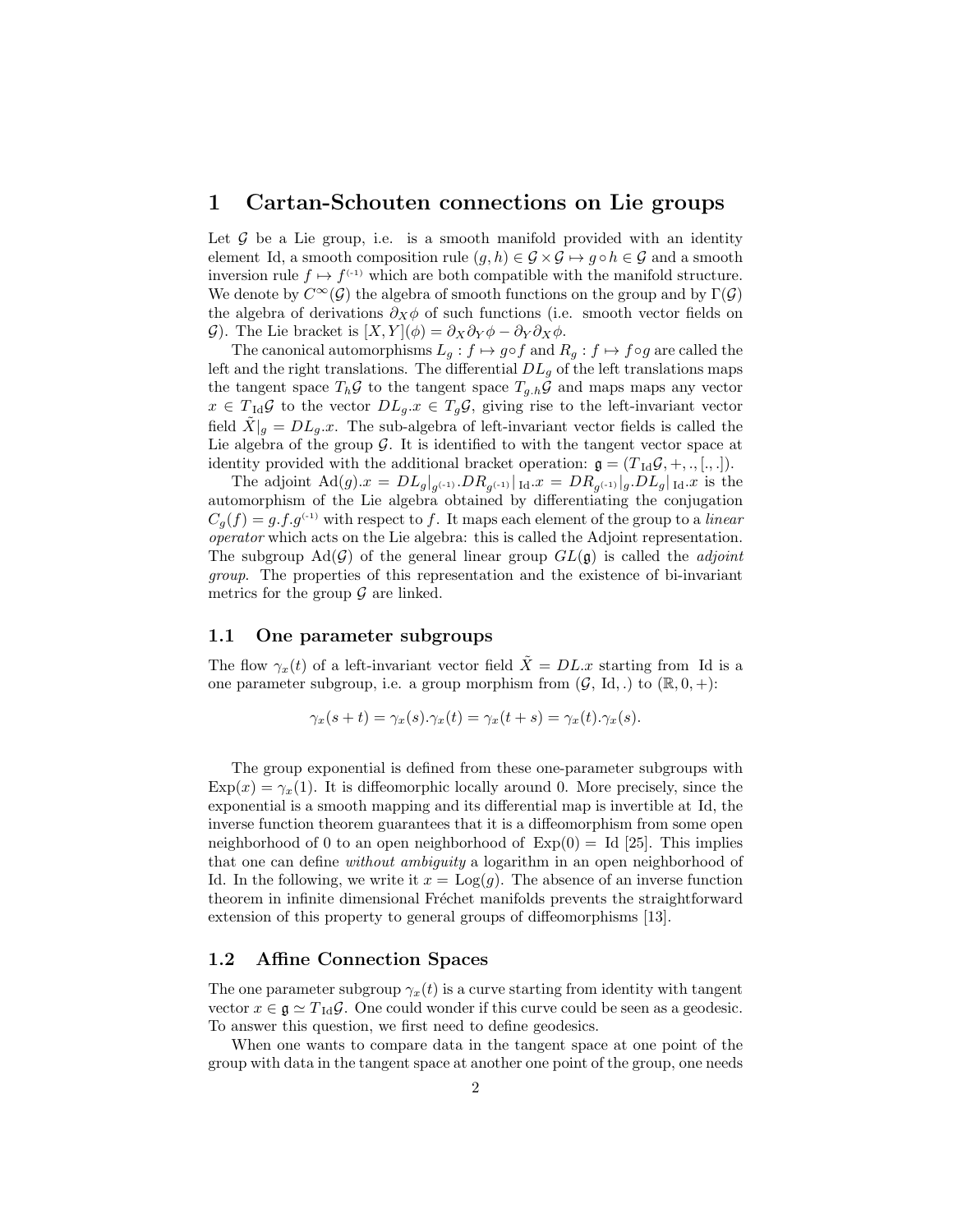# 1 Cartan-Schouten connections on Lie groups

Let $\mathcal{G}$ be a Lie group, i.e. is a smooth manifold provided with an identity element Id, a smooth composition rule $(g, h) \in \mathcal{G} \times \mathcal{G} \mapsto g \circ h \in \mathcal{G}$ and a smooth inversion rule $f \mapsto f^{(-1)}$ which are both compatible with the manifold structure. We denote by $C^\infty(\mathcal{G})$ the algebra of smooth functions on the group and by $\Gamma(\mathcal{G})$ the algebra of derivations $\partial_X \phi$ of such functions (i.e. smooth vector fields on $\mathcal{G}$). The Lie bracket is $[X, Y](\phi) = \partial_X \partial_Y \phi - \partial_Y \partial_X \phi$.

The canonical automorphisms $L_g : f \mapsto g \circ f$ and $R_g : f \mapsto f \circ g$ are called the left and the right translations. The differential $DL_g$ of the left translations maps the tangent space $T_h\mathcal{G}$ to the tangent space $T_{g.h}\mathcal{G}$ and maps maps any vector $x \in T_{\mathrm{Id}}\mathcal{G}$ to the vector $DL_g.x \in T_g\mathcal{G}$, giving rise to the left-invariant vector field $\tilde{X}|_g = DL_g.x$. The sub-algebra of left-invariant vector fields is called the Lie algebra of the group $\mathcal{G}$. It is identified to with the tangent vector space at identity provided with the additional bracket operation: $\mathfrak{g} = (T_{\mathrm{Id}}\mathcal{G}, +, ., [., .])$.

The adjoint $\mathrm{Ad}(g).x = DL_g|_{g^{(-1)}}.DR_{g^{(-1)}}|_{\mathrm{Id}}.x = DR_{g^{(-1)}}|_g.DL_g|_{\mathrm{Id}}.x$ is the automorphism of the Lie algebra obtained by differentiating the conjugation $C_g(f) = g.f.g^{(-1)}$ with respect to $f$. It maps each element of the group to a *linear operator* which acts on the Lie algebra: this is called the Adjoint representation. The subgroup $\mathrm{Ad}(\mathcal{G})$ of the general linear group $GL(\mathfrak{g})$ is called the *adjoint group*. The properties of this representation and the existence of bi-invariant metrics for the group $\mathcal{G}$ are linked.

## 1.1 One parameter subgroups

The flow $\gamma_x(t)$ of a left-invariant vector field $\tilde{X} = DL.x$ starting from Id is a one parameter subgroup, i.e. a group morphism from $(\mathcal{G}, \mathrm{Id}, .)$ to $(\mathbb{R}, 0, +)$:

$$\gamma_x(s + t) = \gamma_x(s).\gamma_x(t) = \gamma_x(t + s) = \gamma_x(t).\gamma_x(s).$$

The group exponential is defined from these one-parameter subgroups with $\mathrm{Exp}(x) = \gamma_x(1)$. It is diffeomorphic locally around 0. More precisely, since the exponential is a smooth mapping and its differential map is invertible at Id, the inverse function theorem guarantees that it is a diffeomorphism from some open neighborhood of 0 to an open neighborhood of $\mathrm{Exp}(0) = \mathrm{Id}$ [25]. This implies that one can define *without ambiguity* a logarithm in an open neighborhood of Id. In the following, we write it $x = \mathrm{Log}(g)$. The absence of an inverse function theorem in infinite dimensional Fréchet manifolds prevents the straightforward extension of this property to general groups of diffeomorphisms [13].

## 1.2 Affine Connection Spaces

The one parameter subgroup $\gamma_x(t)$ is a curve starting from identity with tangent vector $x \in \mathfrak{g} \simeq T_{\mathrm{Id}}\mathcal{G}$. One could wonder if this curve could be seen as a geodesic. To answer this question, we first need to define geodesics.

When one wants to compare data in the tangent space at one point of the group with data in the tangent space at another one point of the group, one needs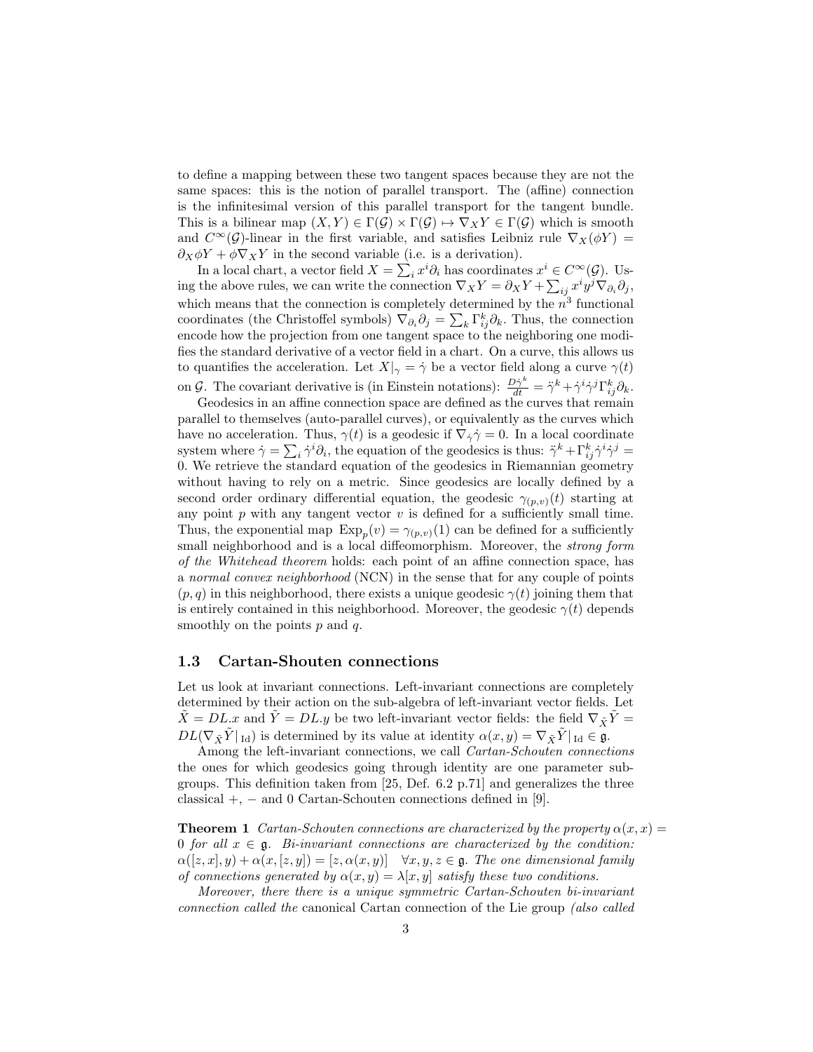to define a mapping between these two tangent spaces because they are not the same spaces: this is the notion of parallel transport. The (affine) connection is the infinitesimal version of this parallel transport for the tangent bundle. This is a bilinear map $(X, Y) \in \Gamma(\mathcal{G}) \times \Gamma(\mathcal{G}) \mapsto \nabla_X Y \in \Gamma(\mathcal{G})$ which is smooth and $C^\infty(\mathcal{G})$-linear in the first variable, and satisfies Leibniz rule $\nabla_X(\phi Y) = \partial_X \phi Y + \phi \nabla_X Y$ in the second variable (i.e. is a derivation).

In a local chart, a vector field $X = \sum_i x^i \partial_i$ has coordinates $x^i \in C^\infty(\mathcal{G})$. Using the above rules, we can write the connection $\nabla_X Y = \partial_X Y + \sum_{ij} x^i y^j \nabla_{\partial_i} \partial_j$, which means that the connection is completely determined by the $n^3$ functional coordinates (the Christoffel symbols) $\nabla_{\partial_i} \partial_j = \sum_k \Gamma^k_{ij} \partial_k$. Thus, the connection encode how the projection from one tangent space to the neighboring one modifies the standard derivative of a vector field in a chart. On a curve, this allows us to quantifies the acceleration. Let $X|_\gamma = \dot{\gamma}$ be a vector field along a curve $\gamma(t)$ on $\mathcal{G}$. The covariant derivative is (in Einstein notations): $\frac{D\dot{\gamma}^k}{dt} = \ddot{\gamma}^k + \dot{\gamma}^i \dot{\gamma}^j \Gamma^k_{ij} \partial_k$.

Geodesics in an affine connection space are defined as the curves that remain parallel to themselves (auto-parallel curves), or equivalently as the curves which have no acceleration. Thus, $\gamma(t)$ is a geodesic if $\nabla_{\dot{\gamma}} \dot{\gamma} = 0$. In a local coordinate system where $\dot{\gamma} = \sum_i \dot{\gamma}^i \partial_i$, the equation of the geodesics is thus: $\ddot{\gamma}^k + \Gamma^k_{ij} \dot{\gamma}^i \dot{\gamma}^j = 0$. We retrieve the standard equation of the geodesics in Riemannian geometry without having to rely on a metric. Since geodesics are locally defined by a second order ordinary differential equation, the geodesic $\gamma_{(p,v)}(t)$ starting at any point $p$ with any tangent vector $v$ is defined for a sufficiently small time. Thus, the exponential map $\text{Exp}_p(v) = \gamma_{(p,v)}(1)$ can be defined for a sufficiently small neighborhood and is a local diffeomorphism. Moreover, the *strong form of the Whitehead theorem* holds: each point of an affine connection space, has a *normal convex neighborhood* (NCN) in the sense that for any couple of points $(p, q)$ in this neighborhood, there exists a unique geodesic $\gamma(t)$ joining them that is entirely contained in this neighborhood. Moreover, the geodesic $\gamma(t)$ depends smoothly on the points $p$ and $q$.

### 1.3 Cartan-Shouten connections

Let us look at invariant connections. Left-invariant connections are completely determined by their action on the sub-algebra of left-invariant vector fields. Let $\tilde{X} = DL.x$ and $\tilde{Y} = DL.y$ be two left-invariant vector fields: the field $\nabla_{\tilde{X}} \tilde{Y} = DL(\nabla_{\tilde{X}} \tilde{Y}|_{\text{Id}})$ is determined by its value at identity $\alpha(x, y) = \nabla_{\tilde{X}} \tilde{Y}|_{\text{Id}} \in \mathfrak{g}$.

Among the left-invariant connections, we call *Cartan-Schouten connections* the ones for which geodesics going through identity are one parameter subgroups. This definition taken from [25, Def. 6.2 p.71] and generalizes the three classical $+$, $-$ and 0 Cartan-Schouten connections defined in [9].

**Theorem 1** *Cartan-Schouten connections are characterized by the property $\alpha(x, x) = 0$ for all $x \in \mathfrak{g}$. Bi-invariant connections are characterized by the condition: $\alpha([z, x], y) + \alpha(x, [z, y]) = [z, \alpha(x, y)] \quad \forall x, y, z \in \mathfrak{g}$. The one dimensional family of connections generated by $\alpha(x, y) = \lambda[x, y]$ satisfy these two conditions.*

*Moreover, there there is a unique symmetric Cartan-Schouten bi-invariant connection called the* canonical Cartan connection of the Lie group *(also called*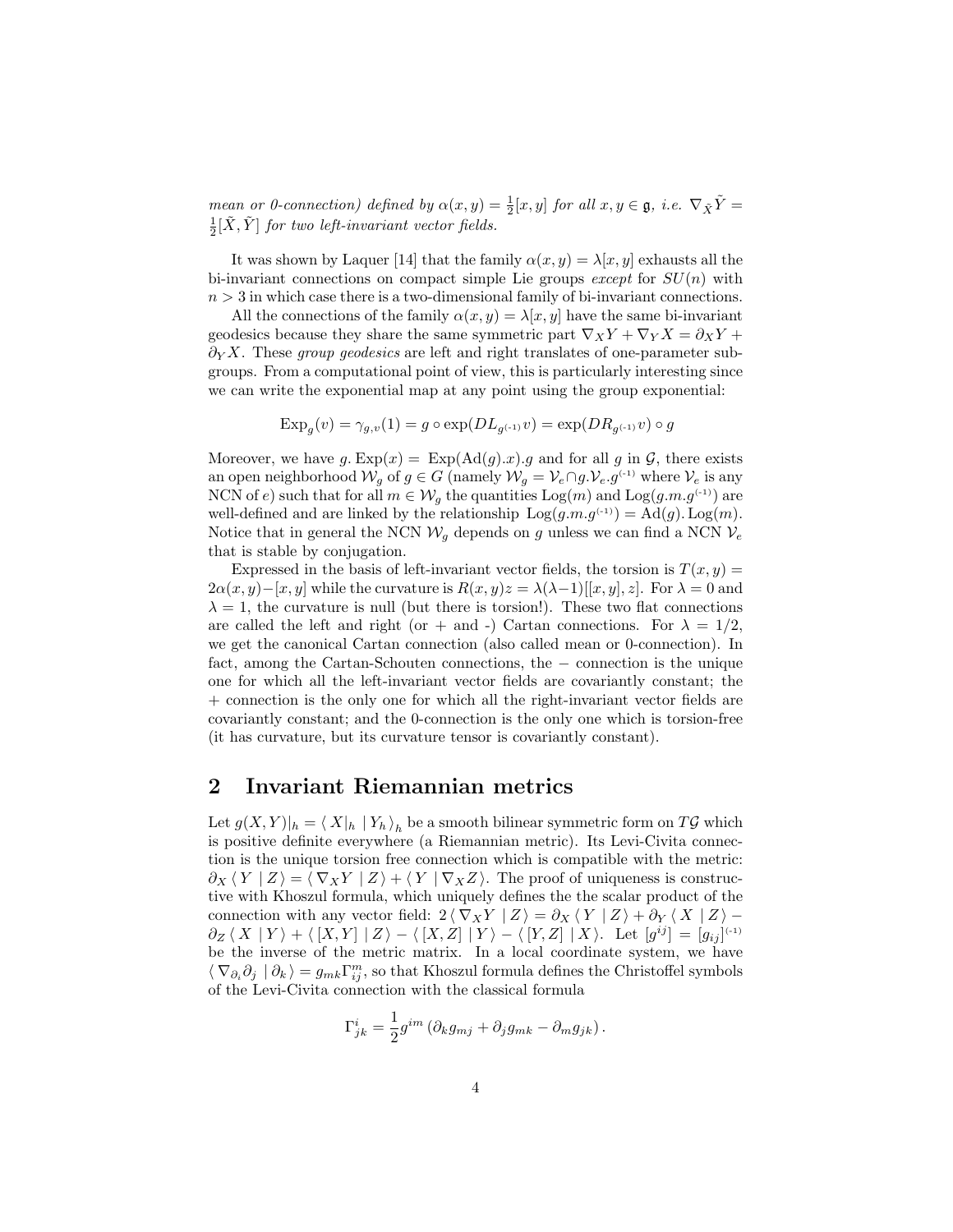*mean or 0-connection) defined by $\alpha(x,y) = \frac{1}{2}[x,y]$ for all $x,y \in \mathfrak{g}$, i.e. $\nabla_{\tilde{X}}\tilde{Y} = \frac{1}{2}[\tilde{X},\tilde{Y}]$ for two left-invariant vector fields.*

It was shown by Laquer [14] that the family $\alpha(x,y) = \lambda[x,y]$ exhausts all the bi-invariant connections on compact simple Lie groups *except* for $SU(n)$ with $n > 3$ in which case there is a two-dimensional family of bi-invariant connections.

All the connections of the family $\alpha(x,y) = \lambda[x,y]$ have the same bi-invariant geodesics because they share the same symmetric part $\nabla_X Y + \nabla_Y X = \partial_X Y + \partial_Y X$. These *group geodesics* are left and right translates of one-parameter subgroups. From a computational point of view, this is particularly interesting since we can write the exponential map at any point using the group exponential:

$$\mathrm{Exp}_g(v) = \gamma_{g,v}(1) = g \circ \exp(DL_{g^{(-1)}} v) = \exp(DR_{g^{(-1)}} v) \circ g$$

Moreover, we have $g.\,\mathrm{Exp}(x) = \,\mathrm{Exp}(\mathrm{Ad}(g).x).g$ and for all $g$ in $\mathcal{G}$, there exists an open neighborhood $\mathcal{W}_g$ of $g \in G$ (namely $\mathcal{W}_g = \mathcal{V}_e \cap g.\mathcal{V}_e.g^{(-1)}$ where $\mathcal{V}_e$ is any NCN of $e$) such that for all $m \in \mathcal{W}_g$ the quantities $\mathrm{Log}(m)$ and $\mathrm{Log}(g.m.g^{(-1)})$ are well-defined and are linked by the relationship $\mathrm{Log}(g.m.g^{(-1)}) = \mathrm{Ad}(g).\,\mathrm{Log}(m)$. Notice that in general the NCN $\mathcal{W}_g$ depends on $g$ unless we can find a NCN $\mathcal{V}_e$ that is stable by conjugation.

Expressed in the basis of left-invariant vector fields, the torsion is $T(x,y) = 2\alpha(x,y) - [x,y]$ while the curvature is $R(x,y)z = \lambda(\lambda-1)[[x,y],z]$. For $\lambda = 0$ and $\lambda = 1$, the curvature is null (but there is torsion!). These two flat connections are called the left and right (or + and -) Cartan connections. For $\lambda = 1/2$, we get the canonical Cartan connection (also called mean or 0-connection). In fact, among the Cartan-Schouten connections, the $-$ connection is the unique one for which all the left-invariant vector fields are covariantly constant; the $+$ connection is the only one for which all the right-invariant vector fields are covariantly constant; and the 0-connection is the only one which is torsion-free (it has curvature, but its curvature tensor is covariantly constant).

## 2 Invariant Riemannian metrics

Let $g(X,Y)|_h = \langle\, X|_h \mid Y_h \,\rangle_h$ be a smooth bilinear symmetric form on $T\mathcal{G}$ which is positive definite everywhere (a Riemannian metric). Its Levi-Civita connection is the unique torsion free connection which is compatible with the metric: $\partial_X \langle\, Y \mid Z \,\rangle = \langle\, \nabla_X Y \mid Z \,\rangle + \langle\, Y \mid \nabla_X Z \,\rangle$. The proof of uniqueness is constructive with Khoszul formula, which uniquely defines the the scalar product of the connection with any vector field: $2\,\langle\, \nabla_X Y \mid Z \,\rangle = \partial_X \langle\, Y \mid Z \,\rangle + \partial_Y \langle\, X \mid Z \,\rangle - \partial_Z \langle\, X \mid Y \,\rangle + \langle\, [X,Y] \mid Z \,\rangle - \langle\, [X,Z] \mid Y \,\rangle - \langle\, [Y,Z] \mid X \,\rangle$. Let $[g^{ij}] = [g_{ij}]^{(-1)}$ be the inverse of the metric matrix. In a local coordinate system, we have $\langle\, \nabla_{\partial_i}\partial_j \mid \partial_k \,\rangle = g_{mk}\Gamma^m_{ij}$, so that Khoszul formula defines the Christoffel symbols of the Levi-Civita connection with the classical formula

$$\Gamma^i_{jk} = \frac{1}{2} g^{im} \left( \partial_k g_{mj} + \partial_j g_{mk} - \partial_m g_{jk} \right).$$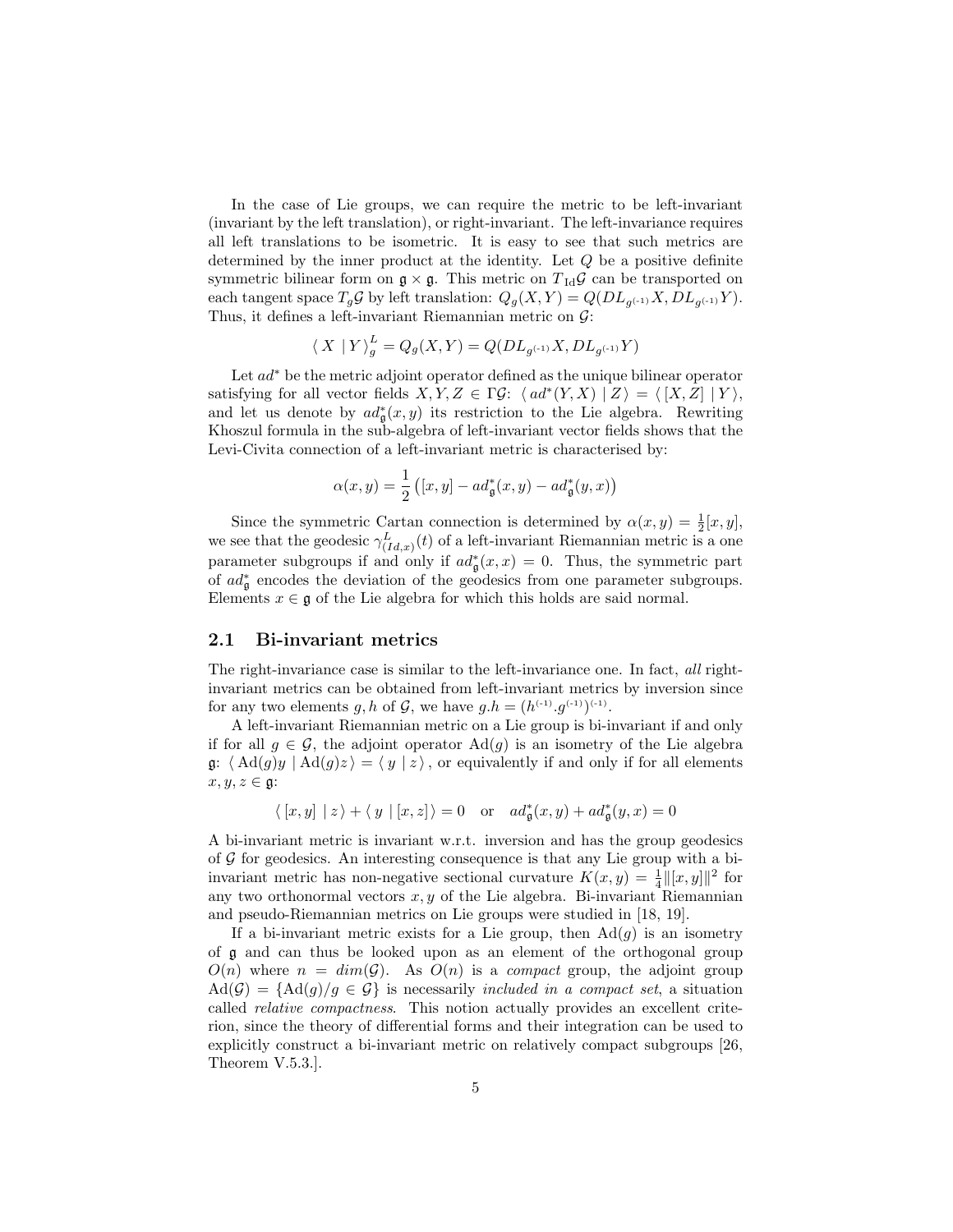In the case of Lie groups, we can require the metric to be left-invariant (invariant by the left translation), or right-invariant. The left-invariance requires all left translations to be isometric. It is easy to see that such metrics are determined by the inner product at the identity. Let $Q$ be a positive definite symmetric bilinear form on $\mathfrak{g} \times \mathfrak{g}$. This metric on $T_{\mathrm{Id}}\mathcal{G}$ can be transported on each tangent space $T_g\mathcal{G}$ by left translation: $Q_g(X,Y) = Q(DL_{g^{(-1)}}X, DL_{g^{(-1)}}Y)$. Thus, it defines a left-invariant Riemannian metric on $\mathcal{G}$:

$$\langle\, X \mid Y \,\rangle^L_g = Q_g(X,Y) = Q(DL_{g^{(-1)}}X, DL_{g^{(-1)}}Y)$$

Let $ad^*$ be the metric adjoint operator defined as the unique bilinear operator satisfying for all vector fields $X, Y, Z \in \Gamma\mathcal{G}$: $\langle\, ad^*(Y,X) \mid Z \,\rangle = \langle\, [X,Z] \mid Y \,\rangle$, and let us denote by $ad^*_{\mathfrak{g}}(x,y)$ its restriction to the Lie algebra. Rewriting Khoszul formula in the sub-algebra of left-invariant vector fields shows that the Levi-Civita connection of a left-invariant metric is characterised by:

$$\alpha(x,y) = \frac{1}{2}\left([x,y] - ad^*_{\mathfrak{g}}(x,y) - ad^*_{\mathfrak{g}}(y,x)\right)$$

Since the symmetric Cartan connection is determined by $\alpha(x,y) = \frac{1}{2}[x,y]$, we see that the geodesic $\gamma^L_{(Id,x)}(t)$ of a left-invariant Riemannian metric is a one parameter subgroups if and only if $ad^*_{\mathfrak{g}}(x,x) = 0$. Thus, the symmetric part of $ad^*_{\mathfrak{g}}$ encodes the deviation of the geodesics from one parameter subgroups. Elements $x \in \mathfrak{g}$ of the Lie algebra for which this holds are said normal.

## 2.1 Bi-invariant metrics

The right-invariance case is similar to the left-invariance one. In fact, *all* right-invariant metrics can be obtained from left-invariant metrics by inversion since for any two elements $g, h$ of $\mathcal{G}$, we have $g.h = (h^{(-1)}.g^{(-1)})^{(-1)}$.

A left-invariant Riemannian metric on a Lie group is bi-invariant if and only if for all $g \in \mathcal{G}$, the adjoint operator $\mathrm{Ad}(g)$ is an isometry of the Lie algebra $\mathfrak{g}$: $\langle\, \mathrm{Ad}(g)y \mid \mathrm{Ad}(g)z \,\rangle = \langle\, y \mid z \,\rangle$, or equivalently if and only if for all elements $x, y, z \in \mathfrak{g}$:

$$\langle\, [x,y] \mid z \,\rangle + \langle\, y \mid [x,z] \,\rangle = 0 \quad \text{or} \quad ad^*_{\mathfrak{g}}(x,y) + ad^*_{\mathfrak{g}}(y,x) = 0$$

A bi-invariant metric is invariant w.r.t. inversion and has the group geodesics of $\mathcal{G}$ for geodesics. An interesting consequence is that any Lie group with a bi-invariant metric has non-negative sectional curvature $K(x,y) = \frac{1}{4}\|[x,y]\|^2$ for any two orthonormal vectors $x, y$ of the Lie algebra. Bi-invariant Riemannian and pseudo-Riemannian metrics on Lie groups were studied in [18, 19].

If a bi-invariant metric exists for a Lie group, then $\mathrm{Ad}(g)$ is an isometry of $\mathfrak{g}$ and can thus be looked upon as an element of the orthogonal group $O(n)$ where $n = dim(\mathcal{G})$. As $O(n)$ is a *compact* group, the adjoint group $\mathrm{Ad}(\mathcal{G}) = \{\mathrm{Ad}(g)/g \in \mathcal{G}\}$ is necessarily *included in a compact set*, a situation called *relative compactness*. This notion actually provides an excellent criterion, since the theory of differential forms and their integration can be used to explicitly construct a bi-invariant metric on relatively compact subgroups [26, Theorem V.5.3.].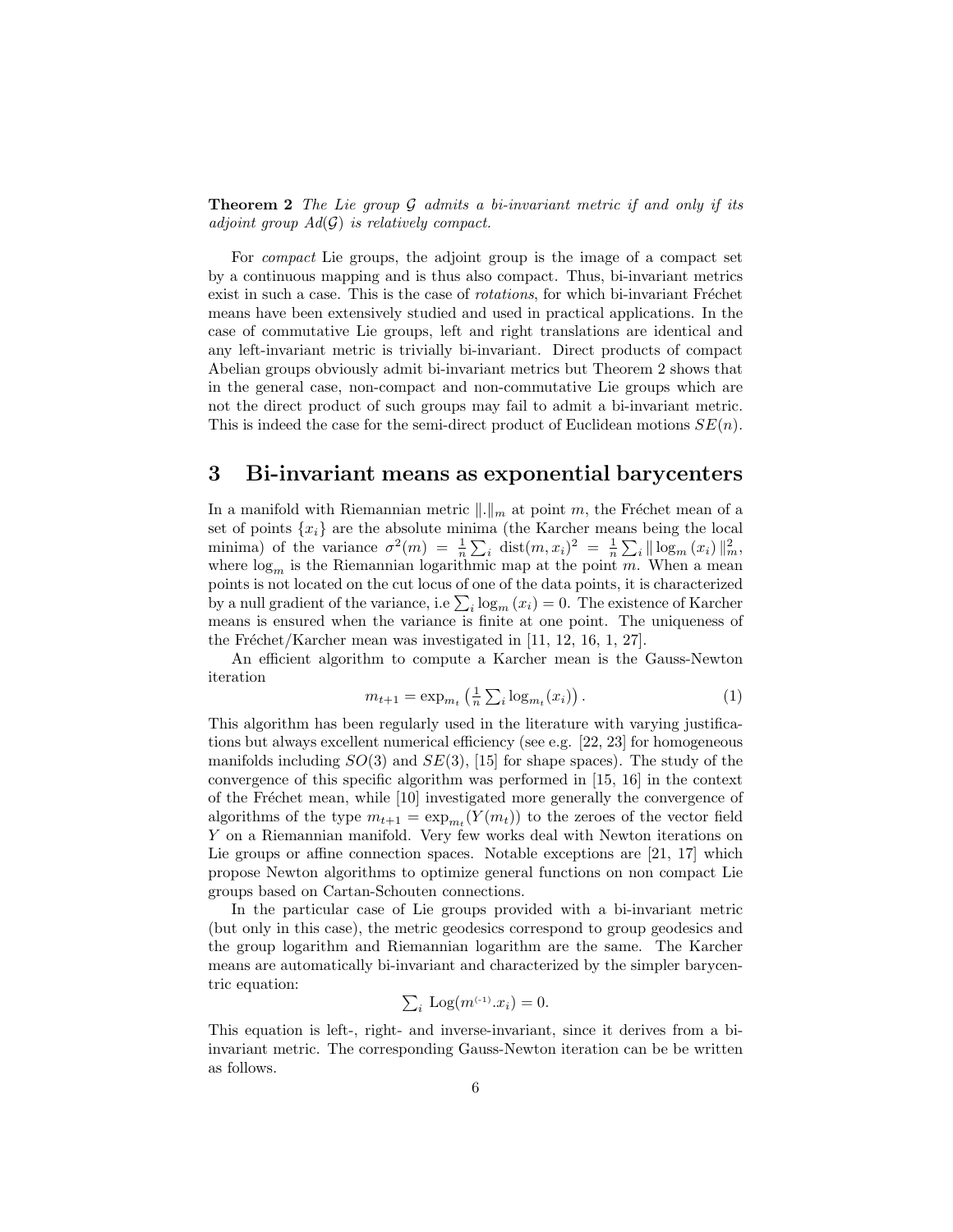**Theorem 2** *The Lie group $\mathcal{G}$ admits a bi-invariant metric if and only if its adjoint group $Ad(\mathcal{G})$ is relatively compact.*

For *compact* Lie groups, the adjoint group is the image of a compact set by a continuous mapping and is thus also compact. Thus, bi-invariant metrics exist in such a case. This is the case of *rotations*, for which bi-invariant Fréchet means have been extensively studied and used in practical applications. In the case of commutative Lie groups, left and right translations are identical and any left-invariant metric is trivially bi-invariant. Direct products of compact Abelian groups obviously admit bi-invariant metrics but Theorem 2 shows that in the general case, non-compact and non-commutative Lie groups which are not the direct product of such groups may fail to admit a bi-invariant metric. This is indeed the case for the semi-direct product of Euclidean motions $SE(n)$.

# 3 Bi-invariant means as exponential barycenters

In a manifold with Riemannian metric $\|.\|_m$ at point $m$, the Fréchet mean of a set of points $\{x_i\}$ are the absolute minima (the Karcher means being the local minima) of the variance $\sigma^2(m) = \frac{1}{n}\sum_i \text{ dist}(m, x_i)^2 = \frac{1}{n}\sum_i \| \log_m(x_i) \|^2_m$, where $\log_m$ is the Riemannian logarithmic map at the point $m$. When a mean points is not located on the cut locus of one of the data points, it is characterized by a null gradient of the variance, i.e $\sum_i \log_m(x_i) = 0$. The existence of Karcher means is ensured when the variance is finite at one point. The uniqueness of the Fréchet/Karcher mean was investigated in [11, 12, 16, 1, 27].

An efficient algorithm to compute a Karcher mean is the Gauss-Newton iteration

$$m_{t+1} = \exp_{m_t}\left(\tfrac{1}{n}\textstyle\sum_i \log_{m_t}(x_i)\right). \tag{1}$$

This algorithm has been regularly used in the literature with varying justifications but always excellent numerical efficiency (see e.g. [22, 23] for homogeneous manifolds including $SO(3)$ and $SE(3)$, [15] for shape spaces). The study of the convergence of this specific algorithm was performed in [15, 16] in the context of the Fréchet mean, while [10] investigated more generally the convergence of algorithms of the type $m_{t+1} = \exp_{m_t}(Y(m_t))$ to the zeroes of the vector field $Y$ on a Riemannian manifold. Very few works deal with Newton iterations on Lie groups or affine connection spaces. Notable exceptions are [21, 17] which propose Newton algorithms to optimize general functions on non compact Lie groups based on Cartan-Schouten connections.

In the particular case of Lie groups provided with a bi-invariant metric (but only in this case), the metric geodesics correspond to group geodesics and the group logarithm and Riemannian logarithm are the same. The Karcher means are automatically bi-invariant and characterized by the simpler barycentric equation:

$$\textstyle\sum_i \text{ Log}(m^{(-1)}.x_i) = 0.$$

This equation is left-, right- and inverse-invariant, since it derives from a bi-invariant metric. The corresponding Gauss-Newton iteration can be be written as follows.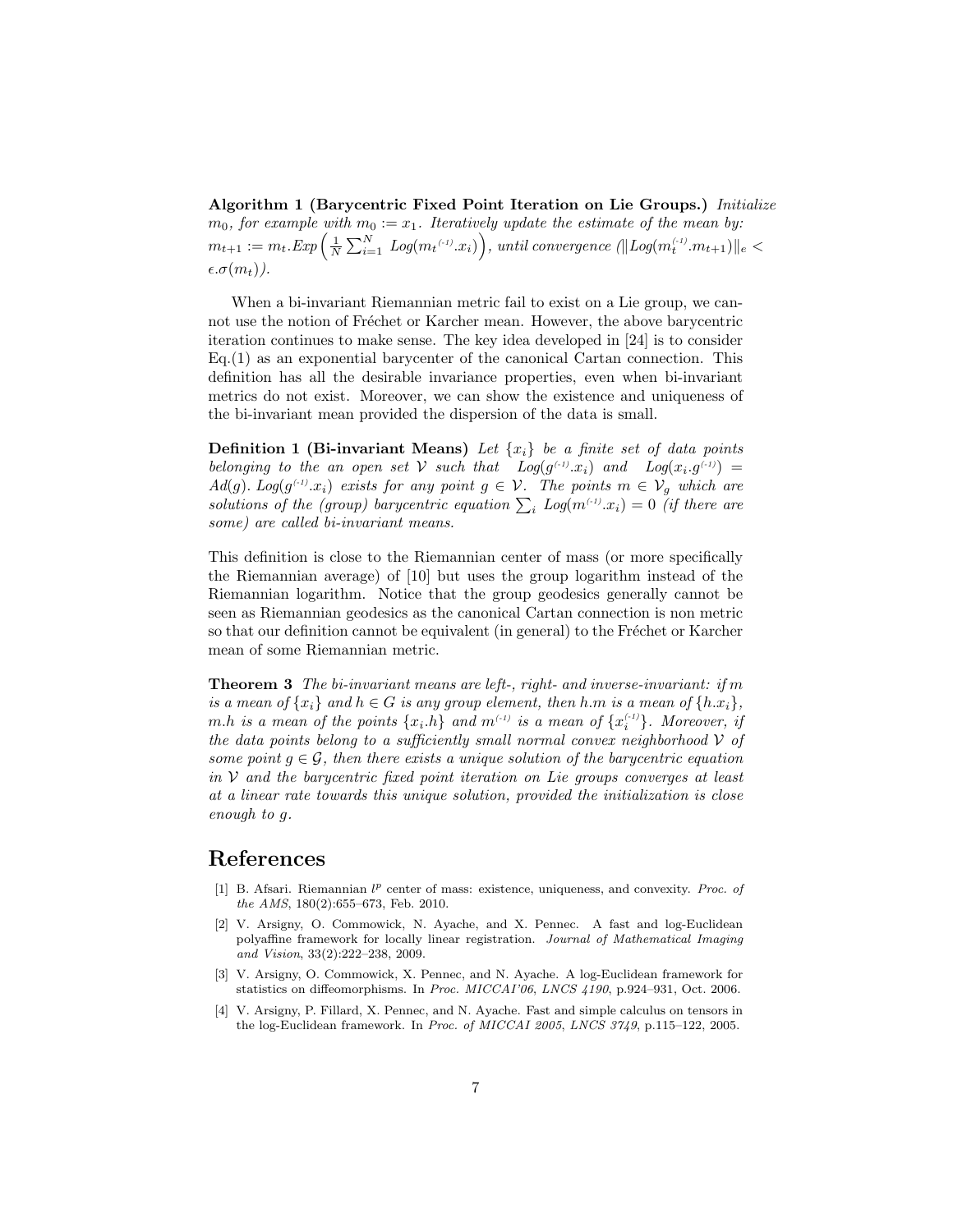**Algorithm 1 (Barycentric Fixed Point Iteration on Lie Groups.)** *Initialize $m_0$, for example with $m_0 := x_1$. Iteratively update the estimate of the mean by: $m_{t+1} := m_t.Exp\left(\frac{1}{N}\sum_{i=1}^{N} Log(m_t^{(-1)}.x_i)\right)$, until convergence ($\|Log(m_t^{(-1)}.m_{t+1})\|_e < \epsilon.\sigma(m_t)$).*

When a bi-invariant Riemannian metric fail to exist on a Lie group, we cannot use the notion of Fréchet or Karcher mean. However, the above barycentric iteration continues to make sense. The key idea developed in [24] is to consider Eq.(1) as an exponential barycenter of the canonical Cartan connection. This definition has all the desirable invariance properties, even when bi-invariant metrics do not exist. Moreover, we can show the existence and uniqueness of the bi-invariant mean provided the dispersion of the data is small.

**Definition 1 (Bi-invariant Means)** *Let $\{x_i\}$ be a finite set of data points belonging to the an open set $\mathcal{V}$ such that $Log(g^{(-1)}.x_i)$ and $Log(x_i.g^{(-1)}) = Ad(g).\ Log(g^{(-1)}.x_i)$ exists for any point $g \in \mathcal{V}$. The points $m \in \mathcal{V}_g$ which are solutions of the (group) barycentric equation $\sum_i Log(m^{(-1)}.x_i) = 0$ (if there are some) are called bi-invariant means.*

This definition is close to the Riemannian center of mass (or more specifically the Riemannian average) of [10] but uses the group logarithm instead of the Riemannian logarithm. Notice that the group geodesics generally cannot be seen as Riemannian geodesics as the canonical Cartan connection is non metric so that our definition cannot be equivalent (in general) to the Fréchet or Karcher mean of some Riemannian metric.

**Theorem 3** *The bi-invariant means are left-, right- and inverse-invariant: if $m$ is a mean of $\{x_i\}$ and $h \in G$ is any group element, then $h.m$ is a mean of $\{h.x_i\}$, $m.h$ is a mean of the points $\{x_i.h\}$ and $m^{(-1)}$ is a mean of $\{x_i^{(-1)}\}$. Moreover, if the data points belong to a sufficiently small normal convex neighborhood $\mathcal{V}$ of some point $g \in \mathcal{G}$, then there exists a unique solution of the barycentric equation in $\mathcal{V}$ and the barycentric fixed point iteration on Lie groups converges at least at a linear rate towards this unique solution, provided the initialization is close enough to $g$.*

## References

[1] B. Afsari. Riemannian $l^p$ center of mass: existence, uniqueness, and convexity. *Proc. of the AMS*, 180(2):655–673, Feb. 2010.

[2] V. Arsigny, O. Commowick, N. Ayache, and X. Pennec. A fast and log-Euclidean polyaffine framework for locally linear registration. *Journal of Mathematical Imaging and Vision*, 33(2):222–238, 2009.

[3] V. Arsigny, O. Commowick, X. Pennec, and N. Ayache. A log-Euclidean framework for statistics on diffeomorphisms. In *Proc. MICCAI'06, LNCS 4190*, p.924–931, Oct. 2006.

[4] V. Arsigny, P. Fillard, X. Pennec, and N. Ayache. Fast and simple calculus on tensors in the log-Euclidean framework. In *Proc. of MICCAI 2005, LNCS 3749*, p.115–122, 2005.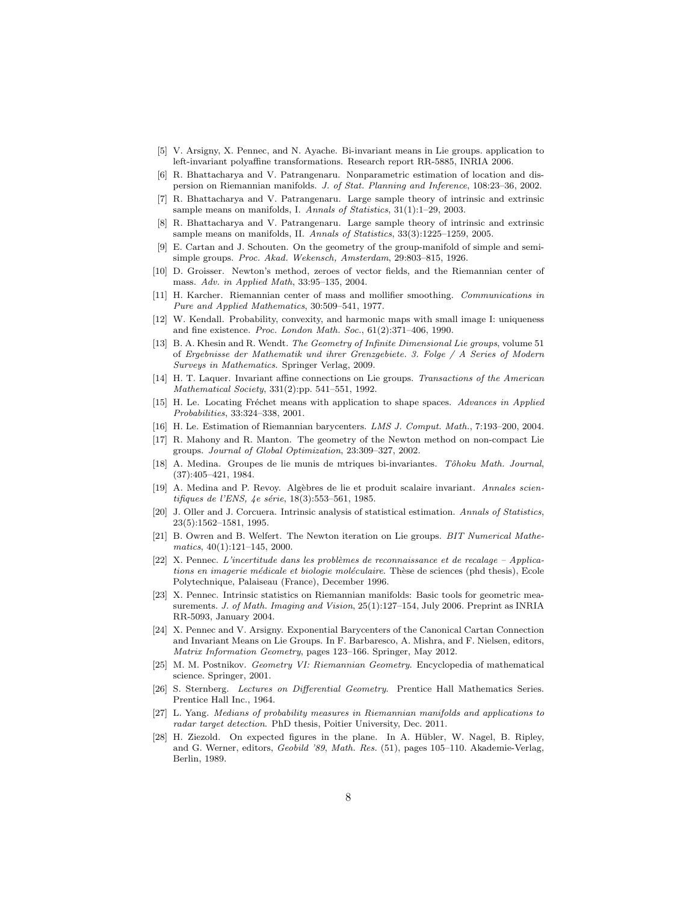[5] V. Arsigny, X. Pennec, and N. Ayache. Bi-invariant means in Lie groups. application to left-invariant polyaffine transformations. Research report RR-5885, INRIA 2006.

[6] R. Bhattacharya and V. Patrangenaru. Nonparametric estimation of location and dispersion on Riemannian manifolds. *J. of Stat. Planning and Inference*, 108:23–36, 2002.

[7] R. Bhattacharya and V. Patrangenaru. Large sample theory of intrinsic and extrinsic sample means on manifolds, I. *Annals of Statistics*, 31(1):1–29, 2003.

[8] R. Bhattacharya and V. Patrangenaru. Large sample theory of intrinsic and extrinsic sample means on manifolds, II. *Annals of Statistics*, 33(3):1225–1259, 2005.

[9] E. Cartan and J. Schouten. On the geometry of the group-manifold of simple and semi-simple groups. *Proc. Akad. Wekensch, Amsterdam*, 29:803–815, 1926.

[10] D. Groisser. Newton's method, zeroes of vector fields, and the Riemannian center of mass. *Adv. in Applied Math*, 33:95–135, 2004.

[11] H. Karcher. Riemannian center of mass and mollifier smoothing. *Communications in Pure and Applied Mathematics*, 30:509–541, 1977.

[12] W. Kendall. Probability, convexity, and harmonic maps with small image I: uniqueness and fine existence. *Proc. London Math. Soc.*, 61(2):371–406, 1990.

[13] B. A. Khesin and R. Wendt. *The Geometry of Infinite Dimensional Lie groups*, volume 51 of *Ergebnisse der Mathematik und ihrer Grenzgebiete. 3. Folge / A Series of Modern Surveys in Mathematics*. Springer Verlag, 2009.

[14] H. T. Laquer. Invariant affine connections on Lie groups. *Transactions of the American Mathematical Society*, 331(2):pp. 541–551, 1992.

[15] H. Le. Locating Fréchet means with application to shape spaces. *Advances in Applied Probabilities*, 33:324–338, 2001.

[16] H. Le. Estimation of Riemannian barycenters. *LMS J. Comput. Math.*, 7:193–200, 2004.

[17] R. Mahony and R. Manton. The geometry of the Newton method on non-compact Lie groups. *Journal of Global Optimization*, 23:309–327, 2002.

[18] A. Medina. Groupes de lie munis de mtriques bi-invariantes. *Tôhoku Math. Journal*, (37):405–421, 1984.

[19] A. Medina and P. Revoy. Algèbres de lie et produit scalaire invariant. *Annales scientifiques de l'ENS, 4e série*, 18(3):553–561, 1985.

[20] J. Oller and J. Corcuera. Intrinsic analysis of statistical estimation. *Annals of Statistics*, 23(5):1562–1581, 1995.

[21] B. Owren and B. Welfert. The Newton iteration on Lie groups. *BIT Numerical Mathematics*, 40(1):121–145, 2000.

[22] X. Pennec. *L'incertitude dans les problèmes de reconnaissance et de recalage – Applications en imagerie médicale et biologie moléculaire.* Thèse de sciences (phd thesis), Ecole Polytechnique, Palaiseau (France), December 1996.

[23] X. Pennec. Intrinsic statistics on Riemannian manifolds: Basic tools for geometric measurements. *J. of Math. Imaging and Vision*, 25(1):127–154, July 2006. Preprint as INRIA RR-5093, January 2004.

[24] X. Pennec and V. Arsigny. Exponential Barycenters of the Canonical Cartan Connection and Invariant Means on Lie Groups. In F. Barbaresco, A. Mishra, and F. Nielsen, editors, *Matrix Information Geometry*, pages 123–166. Springer, May 2012.

[25] M. M. Postnikov. *Geometry VI: Riemannian Geometry*. Encyclopedia of mathematical science. Springer, 2001.

[26] S. Sternberg. *Lectures on Differential Geometry*. Prentice Hall Mathematics Series. Prentice Hall Inc., 1964.

[27] L. Yang. *Medians of probability measures in Riemannian manifolds and applications to radar target detection*. PhD thesis, Poitier University, Dec. 2011.

[28] H. Ziezold. On expected figures in the plane. In A. Hübler, W. Nagel, B. Ripley, and G. Werner, editors, *Geobild '89*, *Math. Res.* (51), pages 105–110. Akademie-Verlag, Berlin, 1989.